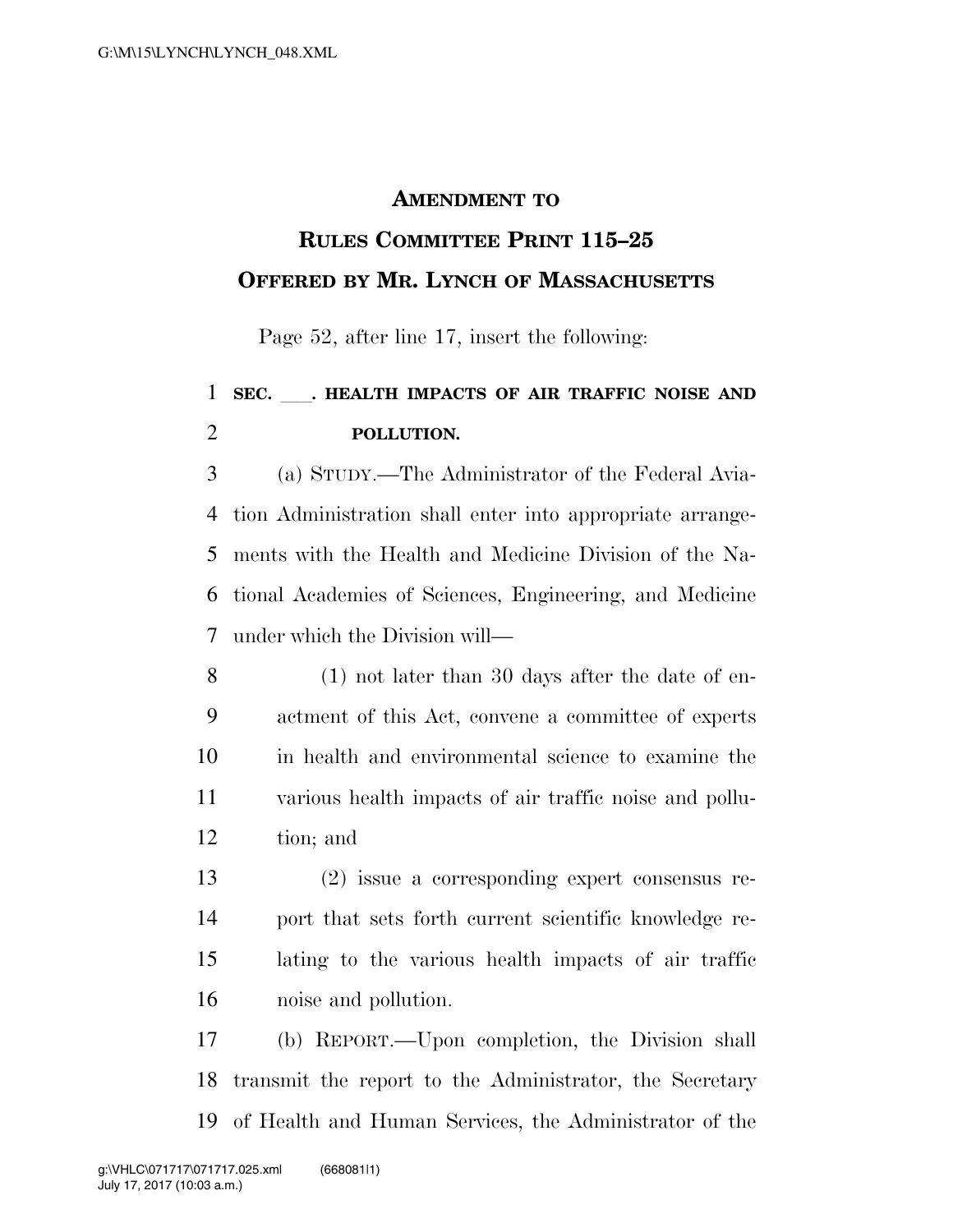# AMENDMENT TO RULES COMMITTEE PRINT 115–25

## OFFERED BY MR. LYNCH OF MASSACHUSETTS

Page 52, after line 17, insert the following:

**SEC. \_\_\_. HEALTH IMPACTS OF AIR TRAFFIC NOISE AND POLLUTION.**

(a) STUDY.—The Administrator of the Federal Aviation Administration shall enter into appropriate arrangements with the Health and Medicine Division of the National Academies of Sciences, Engineering, and Medicine under which the Division will—

(1) not later than 30 days after the date of enactment of this Act, convene a committee of experts in health and environmental science to examine the various health impacts of air traffic noise and pollution; and

(2) issue a corresponding expert consensus report that sets forth current scientific knowledge relating to the various health impacts of air traffic noise and pollution.

(b) REPORT.—Upon completion, the Division shall transmit the report to the Administrator, the Secretary of Health and Human Services, the Administrator of the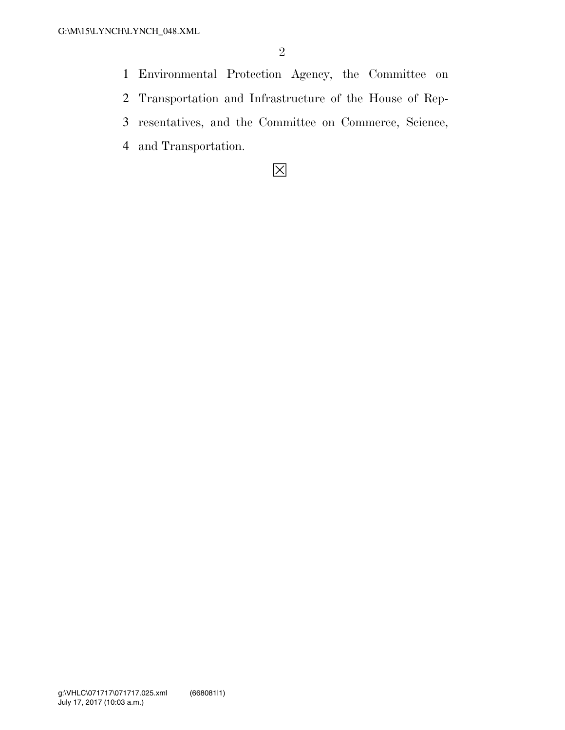Environmental Protection Agency, the Committee on Transportation and Infrastructure of the House of Representatives, and the Committee on Commerce, Science, and Transportation.